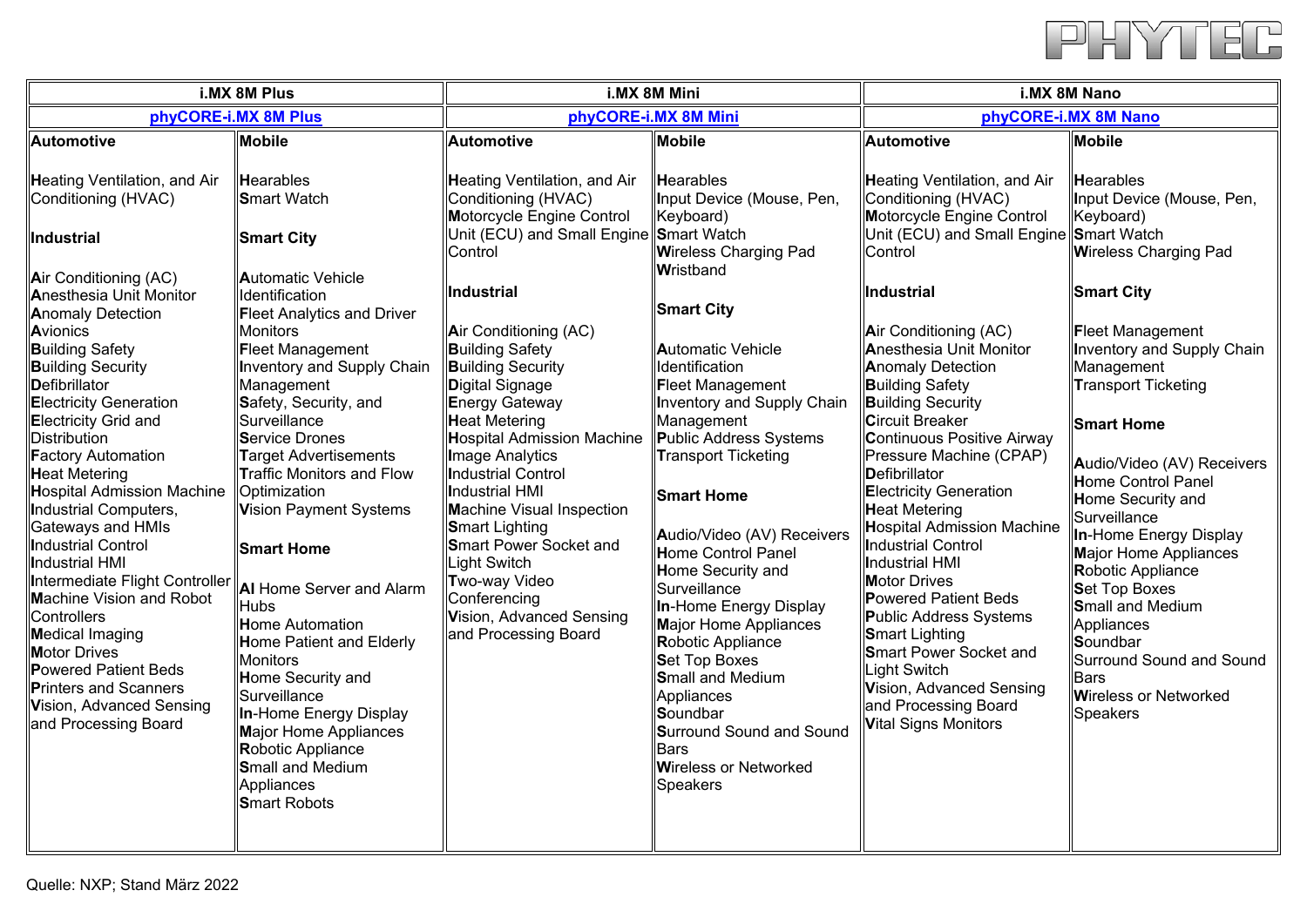| i.MX 8M Plus | | i.MX 8M Mini | | i.MX 8M Nano | |
|---|---|---|---|---|---|
| phyCORE-i.MX 8M Plus | | phyCORE-i.MX 8M Mini | | phyCORE-i.MX 8M Nano | |
| **Automotive**<br><br>Heating Ventilation, and Air Conditioning (HVAC)<br><br>**Industrial**<br><br>Air Conditioning (AC)<br>Anesthesia Unit Monitor<br>Anomaly Detection<br>Avionics<br>Building Safety<br>Building Security<br>Defibrillator<br>Electricity Generation<br>Electricity Grid and Distribution<br>Factory Automation<br>Heat Metering<br>Hospital Admission Machine<br>Industrial Computers, Gateways and HMIs<br>Industrial Control<br>Industrial HMI<br>Intermediate Flight Controller<br>Machine Vision and Robot Controllers<br>Medical Imaging<br>Motor Drives<br>Powered Patient Beds<br>Printers and Scanners<br>Vision, Advanced Sensing and Processing Board | **Mobile**<br><br>Hearables<br>Smart Watch<br><br>**Smart City**<br><br>Automatic Vehicle Identification<br>Fleet Analytics and Driver Monitors<br>Fleet Management<br>Inventory and Supply Chain Management<br>Safety, Security, and Surveillance<br>Service Drones<br>Target Advertisements<br>Traffic Monitors and Flow Optimization<br>Vision Payment Systems<br><br>**Smart Home**<br><br>AI Home Server and Alarm Hubs<br>Home Automation<br>Home Patient and Elderly Monitors<br>Home Security and Surveillance<br>In-Home Energy Display<br>Major Home Appliances<br>Robotic Appliance<br>Small and Medium Appliances<br>Smart Robots | **Automotive**<br><br>Heating Ventilation, and Air Conditioning (HVAC)<br>Motorcycle Engine Control Unit (ECU) and Small Engine Control<br><br>**Industrial**<br><br>Air Conditioning (AC)<br>Building Safety<br>Building Security<br>Digital Signage<br>Energy Gateway<br>Heat Metering<br>Hospital Admission Machine<br>Image Analytics<br>Industrial Control<br>Industrial HMI<br>Machine Visual Inspection<br>Smart Lighting<br>Smart Power Socket and Light Switch<br>Two-way Video Conferencing<br>Vision, Advanced Sensing and Processing Board | **Mobile**<br><br>Hearables<br>Input Device (Mouse, Pen, Keyboard)<br>Smart Watch<br>Wireless Charging Pad<br>Wristband<br><br>**Smart City**<br><br>Automatic Vehicle Identification<br>Fleet Management<br>Inventory and Supply Chain Management<br>Public Address Systems<br>Transport Ticketing<br><br>**Smart Home**<br><br>Audio/Video (AV) Receivers<br>Home Control Panel<br>Home Security and Surveillance<br>In-Home Energy Display<br>Major Home Appliances<br>Robotic Appliance<br>Set Top Boxes<br>Small and Medium Appliances<br>Soundbar<br>Surround Sound and Sound Bars<br>Wireless or Networked Speakers | **Automotive**<br><br>Heating Ventilation, and Air Conditioning (HVAC)<br>Motorcycle Engine Control Unit (ECU) and Small Engine Control<br><br>**Industrial**<br><br>Air Conditioning (AC)<br>Anesthesia Unit Monitor<br>Anomaly Detection<br>Building Safety<br>Building Security<br>Circuit Breaker<br>Continuous Positive Airway Pressure Machine (CPAP)<br>Defibrillator<br>Electricity Generation<br>Heat Metering<br>Hospital Admission Machine<br>Industrial Control<br>Industrial HMI<br>Motor Drives<br>Powered Patient Beds<br>Public Address Systems<br>Smart Lighting<br>Smart Power Socket and Light Switch<br>Vision, Advanced Sensing and Processing Board<br>Vital Signs Monitors | **Mobile**<br><br>Hearables<br>Input Device (Mouse, Pen, Keyboard)<br>Smart Watch<br>Wireless Charging Pad<br><br>**Smart City**<br><br>Fleet Management<br>Inventory and Supply Chain Management<br>Transport Ticketing<br><br>**Smart Home**<br><br>Audio/Video (AV) Receivers<br>Home Control Panel<br>Home Security and Surveillance<br>In-Home Energy Display<br>Major Home Appliances<br>Robotic Appliance<br>Set Top Boxes<br>Small and Medium Appliances<br>Soundbar<br>Surround Sound and Sound Bars<br>Wireless or Networked Speakers |

Quelle: NXP; Stand März 2022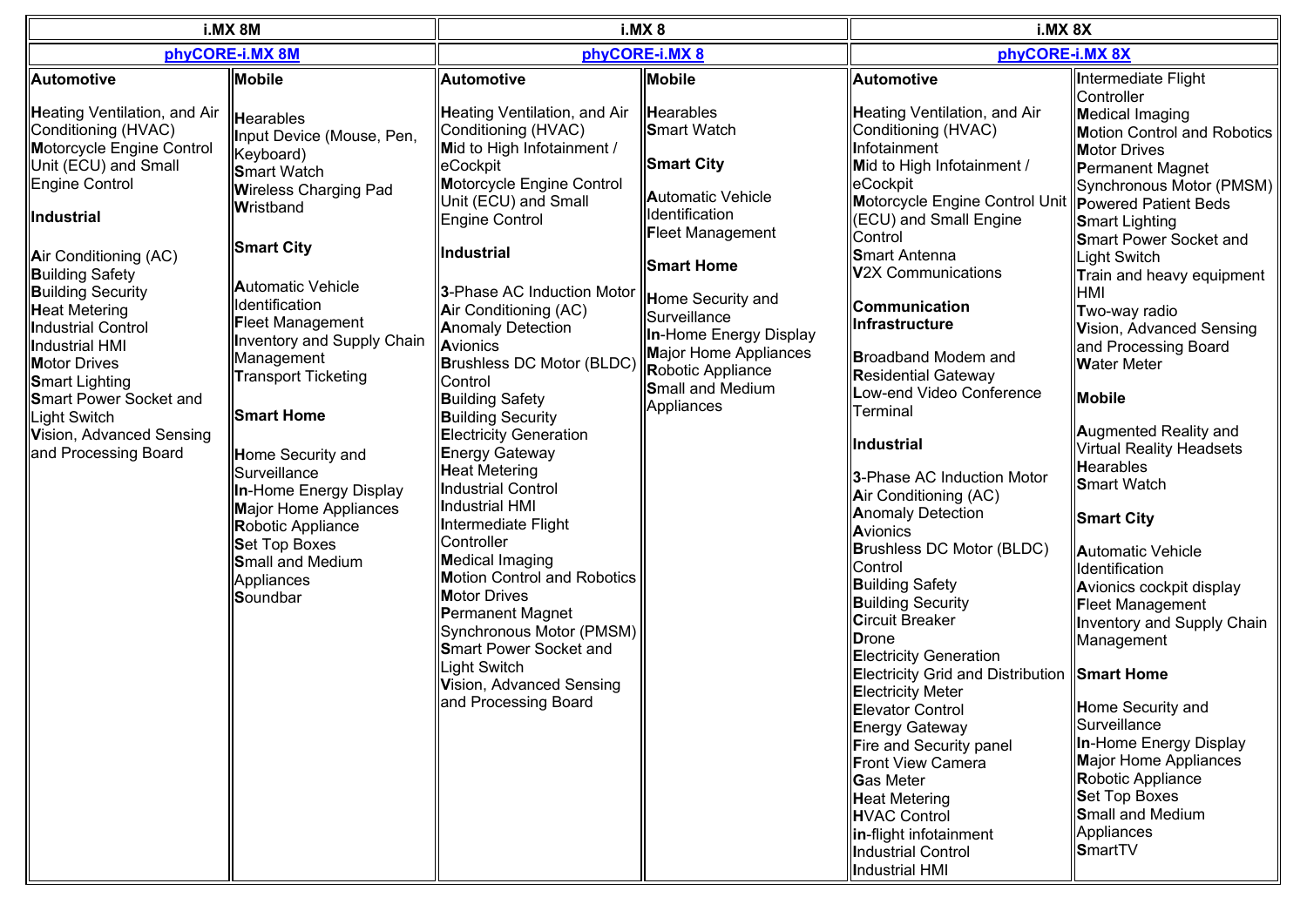| i.MX 8M | | i.MX 8 | | i.MX 8X | |
|---|---|---|---|---|---|
| phyCORE-i.MX 8M | | phyCORE-i.MX 8 | | phyCORE-i.MX 8X | |
| **Automotive**<br><br>**H**eating Ventilation, and Air Conditioning (HVAC)<br>**M**otorcycle Engine Control Unit (ECU) and Small Engine Control<br><br>**Industrial**<br><br>**A**ir Conditioning (AC)<br>**B**uilding Safety<br>**B**uilding Security<br>**H**eat Metering<br>**I**ndustrial Control<br>**I**ndustrial HMI<br>**M**otor Drives<br>**S**mart Lighting<br>**S**mart Power Socket and Light Switch<br>**V**ision, Advanced Sensing and Processing Board | **Mobile**<br><br>**H**earables<br>**I**nput Device (Mouse, Pen, Keyboard)<br>**S**mart Watch<br>**W**ireless Charging Pad<br>**W**ristband<br><br>**Smart City**<br><br>**A**utomatic Vehicle Identification<br>**F**leet Management<br>**I**nventory and Supply Chain Management<br>**T**ransport Ticketing<br><br>**Smart Home**<br><br>**H**ome Security and Surveillance<br>**In**-Home Energy Display<br>**M**ajor Home Appliances<br>**R**obotic Appliance<br>**S**et Top Boxes<br>**S**mall and Medium Appliances<br>**S**oundbar | **Automotive**<br><br>**H**eating Ventilation, and Air Conditioning (HVAC)<br>**M**id to High Infotainment / eCockpit<br>**M**otorcycle Engine Control Unit (ECU) and Small Engine Control<br><br>**Industrial**<br><br>**3**-Phase AC Induction Motor<br>**A**ir Conditioning (AC)<br>**A**nomaly Detection<br>**A**vionics<br>**B**rushless DC Motor (BLDC) Control<br>**B**uilding Safety<br>**B**uilding Security<br>**E**lectricity Generation<br>**E**nergy Gateway<br>**H**eat Metering<br>**I**ndustrial Control<br>**I**ndustrial HMI<br>**I**ntermediate Flight Controller<br>**M**edical Imaging<br>**M**otion Control and Robotics<br>**M**otor Drives<br>**P**ermanent Magnet Synchronous Motor (PMSM)<br>**S**mart Power Socket and Light Switch<br>**V**ision, Advanced Sensing and Processing Board | **Mobile**<br><br>**H**earables<br>**S**mart Watch<br><br>**Smart City**<br><br>**A**utomatic Vehicle Identification<br>**F**leet Management<br><br>**Smart Home**<br><br>**H**ome Security and Surveillance<br>**In**-Home Energy Display<br>**M**ajor Home Appliances<br>**R**obotic Appliance<br>**S**mall and Medium Appliances | **Automotive**<br><br>**H**eating Ventilation, and Air Conditioning (HVAC)<br>**I**nfotainment<br>**M**id to High Infotainment / eCockpit<br>**M**otorcycle Engine Control Unit (ECU) and Small Engine Control<br>**S**mart Antenna<br>**V**2X Communications<br><br>**Communication Infrastructure**<br><br>**B**roadband Modem and **R**esidential Gateway<br>**L**ow-end Video Conference Terminal<br><br>**Industrial**<br><br>**3**-Phase AC Induction Motor<br>**A**ir Conditioning (AC)<br>**A**nomaly Detection<br>**A**vionics<br>**B**rushless DC Motor (BLDC) Control<br>**B**uilding Safety<br>**B**uilding Security<br>**C**ircuit Breaker<br>**D**rone<br>**E**lectricity Generation<br>**E**lectricity Grid and Distribution<br>**E**lectricity Meter<br>**E**levator Control<br>**E**nergy Gateway<br>**F**ire and Security panel<br>**F**ront View Camera<br>**G**as Meter<br>**H**eat Metering<br>**H**VAC Control<br>**in**-flight infotainment<br>**I**ndustrial Control<br>**I**ndustrial HMI | **I**ntermediate Flight Controller<br>**M**edical Imaging<br>**M**otion Control and Robotics<br>**M**otor Drives<br>**P**ermanent Magnet Synchronous Motor (PMSM)<br>**P**owered Patient Beds<br>**S**mart Lighting<br>**S**mart Power Socket and Light Switch<br>**T**rain and heavy equipment HMI<br>**T**wo-way radio<br>**V**ision, Advanced Sensing and Processing Board<br>**W**ater Meter<br><br>**Mobile**<br><br>**A**ugmented Reality and Virtual Reality Headsets<br>**H**earables<br>**S**mart Watch<br><br>**Smart City**<br><br>**A**utomatic Vehicle Identification<br>**A**vionics cockpit display<br>**F**leet Management<br>**I**nventory and Supply Chain Management<br><br>**Smart Home**<br><br>**H**ome Security and Surveillance<br>**In**-Home Energy Display<br>**M**ajor Home Appliances<br>**R**obotic Appliance<br>**S**et Top Boxes<br>**S**mall and Medium Appliances<br>**S**martTV |